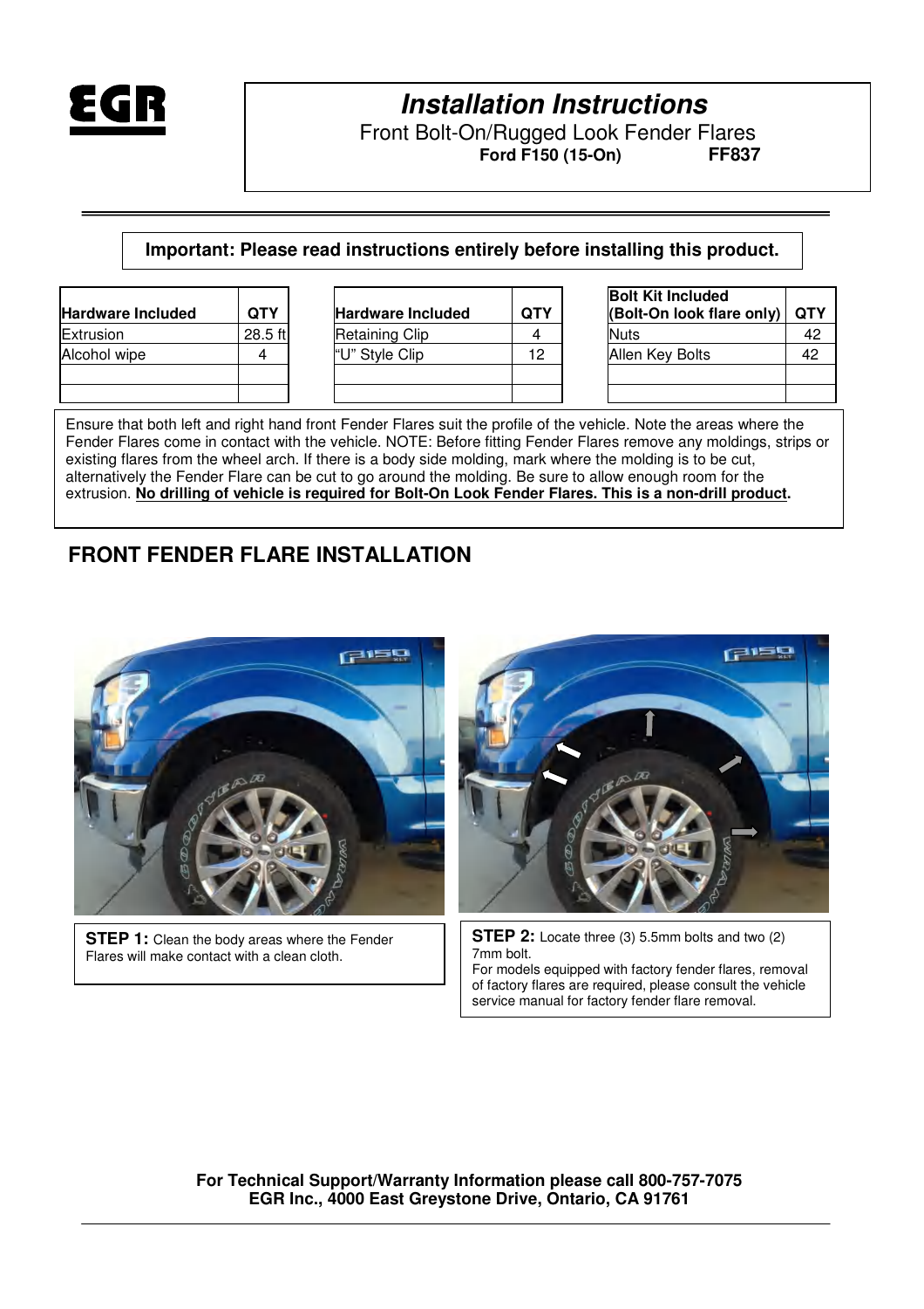EGR

# *Installation Instructions*

Front Bolt-On/Rugged Look Fender Flares

**Ford F150 (15-On) FF837**

**Important: Please read instructions entirely before installing this product.**

| Hardware Included | QTY |
|---|---|
| Extrusion | 28.5 ft |
| Alcohol wipe | 4 |
| | |
| | |

| Hardware Included | QTY |
|---|---|
| Retaining Clip | 4 |
| "U" Style Clip | 12 |
| | |
| | |

| Bolt Kit Included (Bolt-On look flare only) | QTY |
|---|---|
| Nuts | 42 |
| Allen Key Bolts | 42 |
| | |
| | |

Ensure that both left and right hand front Fender Flares suit the profile of the vehicle. Note the areas where the Fender Flares come in contact with the vehicle. NOTE: Before fitting Fender Flares remove any moldings, strips or existing flares from the wheel arch. If there is a body side molding, mark where the molding is to be cut, alternatively the Fender Flare can be cut to go around the molding. Be sure to allow enough room for the extrusion. **No drilling of vehicle is required for Bolt-On Look Fender Flares. This is a non-drill product.**

## FRONT FENDER FLARE INSTALLATION

**STEP 1:** Clean the body areas where the Fender Flares will make contact with a clean cloth.

**STEP 2:** Locate three (3) 5.5mm bolts and two (2) 7mm bolt.
For models equipped with factory fender flares, removal of factory flares are required, please consult the vehicle service manual for factory fender flare removal.

**For Technical Support/Warranty Information please call 800-757-7075**
**EGR Inc., 4000 East Greystone Drive, Ontario, CA 91761**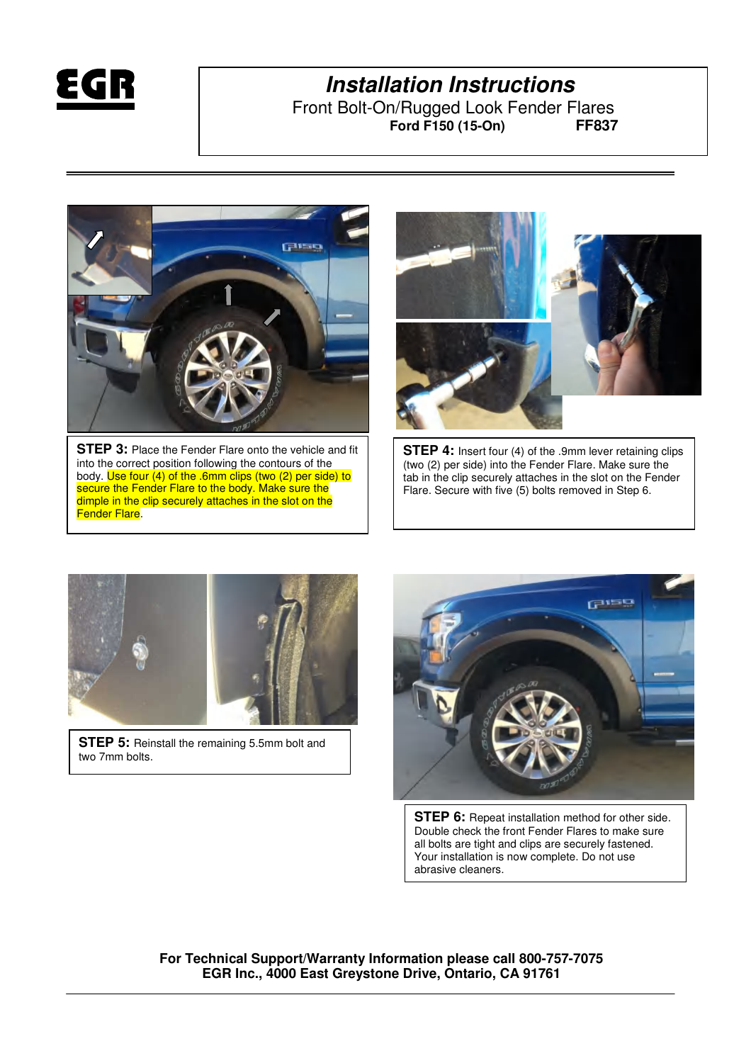# Installation Instructions

Front Bolt-On/Rugged Look Fender Flares

**Ford F150 (15-On) FF837**

**STEP 3:** Place the Fender Flare onto the vehicle and fit into the correct position following the contours of the body. Use four (4) of the .6mm clips (two (2) per side) to secure the Fender Flare to the body. Make sure the dimple in the clip securely attaches in the slot on the Fender Flare.

**STEP 4:** Insert four (4) of the .9mm lever retaining clips (two (2) per side) into the Fender Flare. Make sure the tab in the clip securely attaches in the slot on the Fender Flare. Secure with five (5) bolts removed in Step 6.

**STEP 5:** Reinstall the remaining 5.5mm bolt and two 7mm bolts.

**STEP 6:** Repeat installation method for other side. Double check the front Fender Flares to make sure all bolts are tight and clips are securely fastened. Your installation is now complete. Do not use abrasive cleaners.

**For Technical Support/Warranty Information please call 800-757-7075**
**EGR Inc., 4000 East Greystone Drive, Ontario, CA 91761**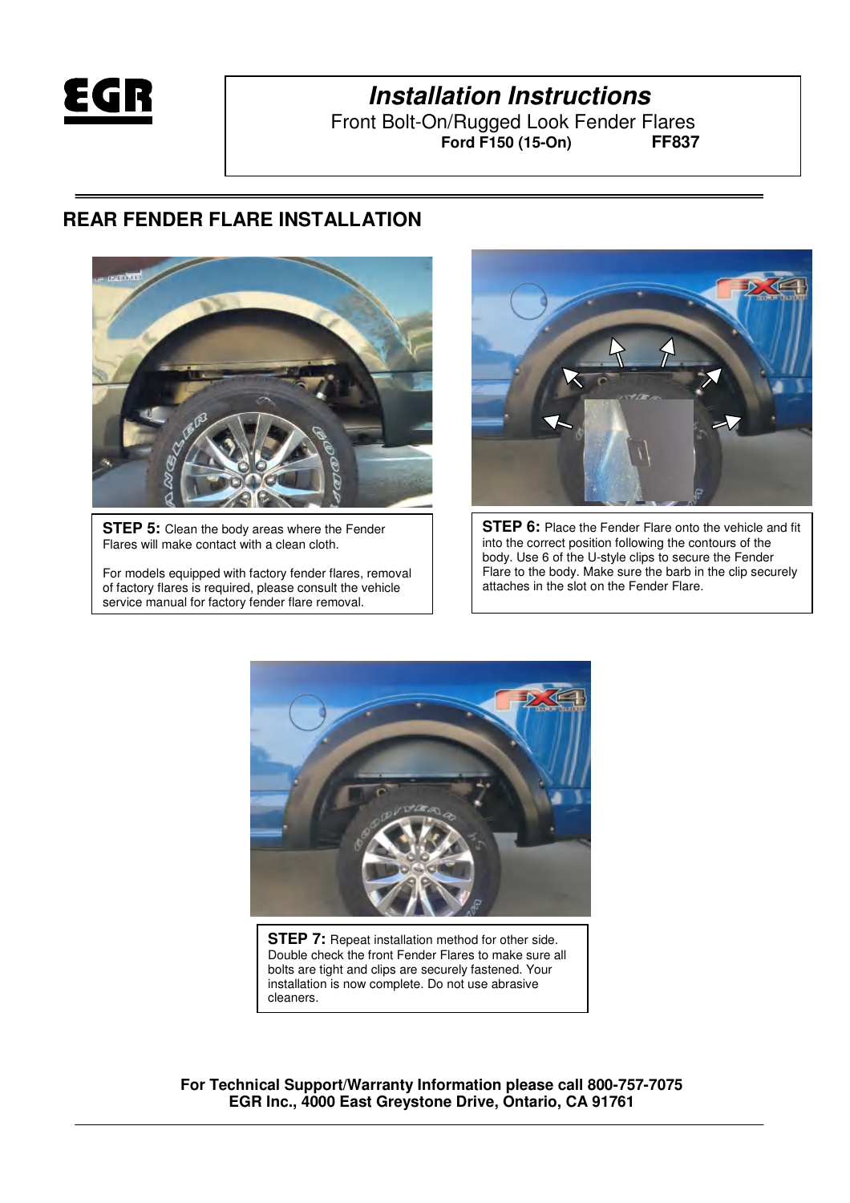# Installation Instructions

Front Bolt-On/Rugged Look Fender Flares

**Ford F150 (15-On) FF837**

## REAR FENDER FLARE INSTALLATION

**STEP 5:** Clean the body areas where the Fender Flares will make contact with a clean cloth.

For models equipped with factory fender flares, removal of factory flares is required, please consult the vehicle service manual for factory fender flare removal.

**STEP 6:** Place the Fender Flare onto the vehicle and fit into the correct position following the contours of the body. Use 6 of the U-style clips to secure the Fender Flare to the body. Make sure the barb in the clip securely attaches in the slot on the Fender Flare.

**STEP 7:** Repeat installation method for other side. Double check the front Fender Flares to make sure all bolts are tight and clips are securely fastened. Your installation is now complete. Do not use abrasive cleaners.

**For Technical Support/Warranty Information please call 800-757-7075**
**EGR Inc., 4000 East Greystone Drive, Ontario, CA 91761**